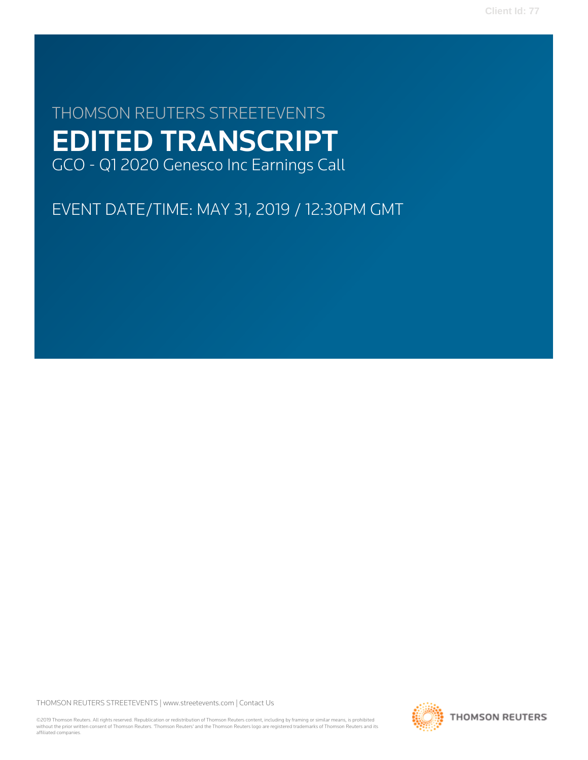Client Id: 77

THOMSON REUTERS STREETEVENTS

# EDITED TRANSCRIPT

GCO - Q1 2020 Genesco Inc Earnings Call

EVENT DATE/TIME: MAY 31, 2019 / 12:30PM GMT

THOMSON REUTERS STREETEVENTS | www.streetevents.com | Contact Us

©2019 Thomson Reuters. All rights reserved. Republication or redistribution of Thomson Reuters content, including by framing or similar means, is prohibited without the prior written consent of Thomson Reuters. 'Thomson Reuters' and the Thomson Reuters logo are registered trademarks of Thomson Reuters and its affiliated companies.

THOMSON REUTERS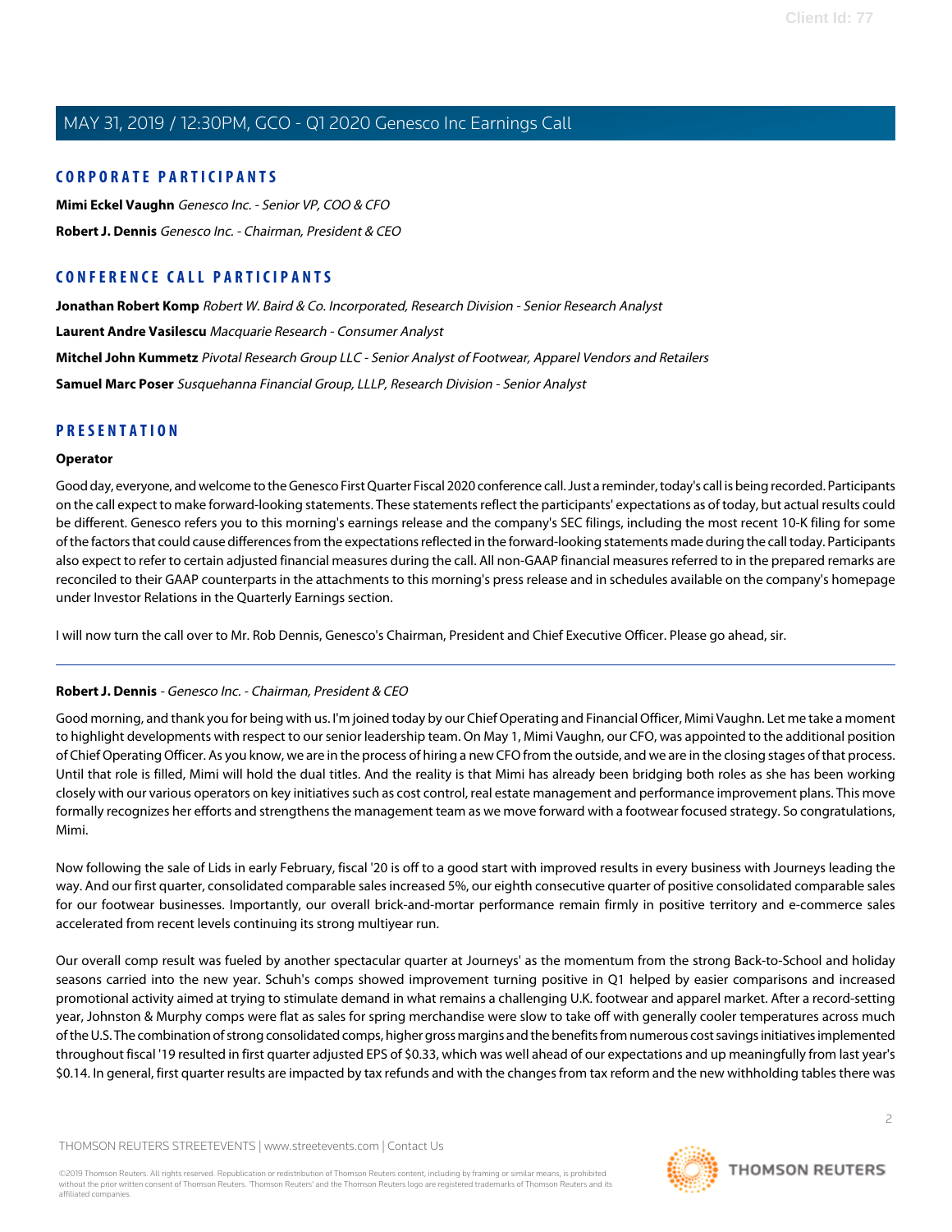## CORPORATE PARTICIPANTS

**Mimi Eckel Vaughn** *Genesco Inc. - Senior VP, COO & CFO*

**Robert J. Dennis** *Genesco Inc. - Chairman, President & CEO*

## CONFERENCE CALL PARTICIPANTS

**Jonathan Robert Komp** *Robert W. Baird & Co. Incorporated, Research Division - Senior Research Analyst*

**Laurent Andre Vasilescu** *Macquarie Research - Consumer Analyst*

**Mitchel John Kummetz** *Pivotal Research Group LLC - Senior Analyst of Footwear, Apparel Vendors and Retailers*

**Samuel Marc Poser** *Susquehanna Financial Group, LLLP, Research Division - Senior Analyst*

## PRESENTATION

### Operator

Good day, everyone, and welcome to the Genesco First Quarter Fiscal 2020 conference call. Just a reminder, today's call is being recorded. Participants on the call expect to make forward-looking statements. These statements reflect the participants' expectations as of today, but actual results could be different. Genesco refers you to this morning's earnings release and the company's SEC filings, including the most recent 10-K filing for some of the factors that could cause differences from the expectations reflected in the forward-looking statements made during the call today. Participants also expect to refer to certain adjusted financial measures during the call. All non-GAAP financial measures referred to in the prepared remarks are reconciled to their GAAP counterparts in the attachments to this morning's press release and in schedules available on the company's homepage under Investor Relations in the Quarterly Earnings section.

I will now turn the call over to Mr. Rob Dennis, Genesco's Chairman, President and Chief Executive Officer. Please go ahead, sir.

---

### Robert J. Dennis - *Genesco Inc. - Chairman, President & CEO*

Good morning, and thank you for being with us. I'm joined today by our Chief Operating and Financial Officer, Mimi Vaughn. Let me take a moment to highlight developments with respect to our senior leadership team. On May 1, Mimi Vaughn, our CFO, was appointed to the additional position of Chief Operating Officer. As you know, we are in the process of hiring a new CFO from the outside, and we are in the closing stages of that process. Until that role is filled, Mimi will hold the dual titles. And the reality is that Mimi has already been bridging both roles as she has been working closely with our various operators on key initiatives such as cost control, real estate management and performance improvement plans. This move formally recognizes her efforts and strengthens the management team as we move forward with a footwear focused strategy. So congratulations, Mimi.

Now following the sale of Lids in early February, fiscal '20 is off to a good start with improved results in every business with Journeys leading the way. And our first quarter, consolidated comparable sales increased 5%, our eighth consecutive quarter of positive consolidated comparable sales for our footwear businesses. Importantly, our overall brick-and-mortar performance remain firmly in positive territory and e-commerce sales accelerated from recent levels continuing its strong multiyear run.

Our overall comp result was fueled by another spectacular quarter at Journeys' as the momentum from the strong Back-to-School and holiday seasons carried into the new year. Schuh's comps showed improvement turning positive in Q1 helped by easier comparisons and increased promotional activity aimed at trying to stimulate demand in what remains a challenging U.K. footwear and apparel market. After a record-setting year, Johnston & Murphy comps were flat as sales for spring merchandise were slow to take off with generally cooler temperatures across much of the U.S. The combination of strong consolidated comps, higher gross margins and the benefits from numerous cost savings initiatives implemented throughout fiscal '19 resulted in first quarter adjusted EPS of $0.33, which was well ahead of our expectations and up meaningfully from last year's $0.14. In general, first quarter results are impacted by tax refunds and with the changes from tax reform and the new withholding tables there was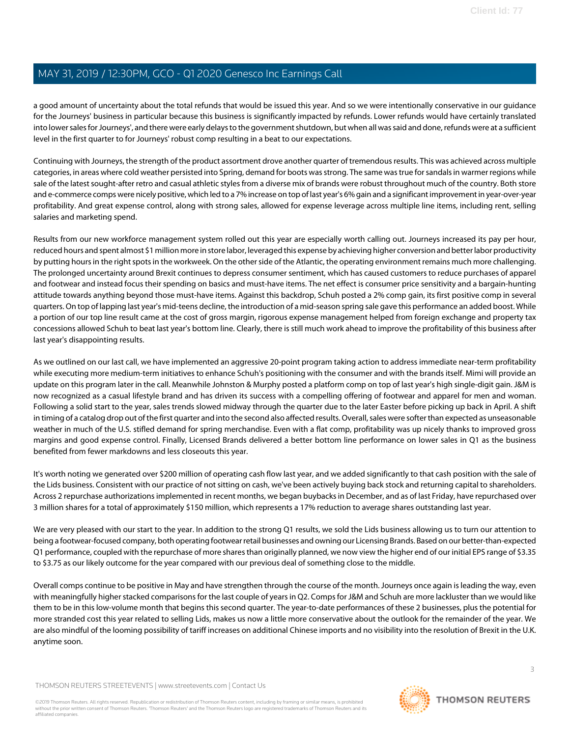a good amount of uncertainty about the total refunds that would be issued this year. And so we were intentionally conservative in our guidance for the Journeys' business in particular because this business is significantly impacted by refunds. Lower refunds would have certainly translated into lower sales for Journeys', and there were early delays to the government shutdown, but when all was said and done, refunds were at a sufficient level in the first quarter to for Journeys' robust comp resulting in a beat to our expectations.

Continuing with Journeys, the strength of the product assortment drove another quarter of tremendous results. This was achieved across multiple categories, in areas where cold weather persisted into Spring, demand for boots was strong. The same was true for sandals in warmer regions while sale of the latest sought-after retro and casual athletic styles from a diverse mix of brands were robust throughout much of the country. Both store and e-commerce comps were nicely positive, which led to a 7% increase on top of last year's 6% gain and a significant improvement in year-over-year profitability. And great expense control, along with strong sales, allowed for expense leverage across multiple line items, including rent, selling salaries and marketing spend.

Results from our new workforce management system rolled out this year are especially worth calling out. Journeys increased its pay per hour, reduced hours and spent almost $1 million more in store labor, leveraged this expense by achieving higher conversion and better labor productivity by putting hours in the right spots in the workweek. On the other side of the Atlantic, the operating environment remains much more challenging. The prolonged uncertainty around Brexit continues to depress consumer sentiment, which has caused customers to reduce purchases of apparel and footwear and instead focus their spending on basics and must-have items. The net effect is consumer price sensitivity and a bargain-hunting attitude towards anything beyond those must-have items. Against this backdrop, Schuh posted a 2% comp gain, its first positive comp in several quarters. On top of lapping last year's mid-teens decline, the introduction of a mid-season spring sale gave this performance an added boost. While a portion of our top line result came at the cost of gross margin, rigorous expense management helped from foreign exchange and property tax concessions allowed Schuh to beat last year's bottom line. Clearly, there is still much work ahead to improve the profitability of this business after last year's disappointing results.

As we outlined on our last call, we have implemented an aggressive 20-point program taking action to address immediate near-term profitability while executing more medium-term initiatives to enhance Schuh's positioning with the consumer and with the brands itself. Mimi will provide an update on this program later in the call. Meanwhile Johnston & Murphy posted a platform comp on top of last year's high single-digit gain. J&M is now recognized as a casual lifestyle brand and has driven its success with a compelling offering of footwear and apparel for men and woman. Following a solid start to the year, sales trends slowed midway through the quarter due to the later Easter before picking up back in April. A shift in timing of a catalog drop out of the first quarter and into the second also affected results. Overall, sales were softer than expected as unseasonable weather in much of the U.S. stifled demand for spring merchandise. Even with a flat comp, profitability was up nicely thanks to improved gross margins and good expense control. Finally, Licensed Brands delivered a better bottom line performance on lower sales in Q1 as the business benefited from fewer markdowns and less closeouts this year.

It's worth noting we generated over $200 million of operating cash flow last year, and we added significantly to that cash position with the sale of the Lids business. Consistent with our practice of not sitting on cash, we've been actively buying back stock and returning capital to shareholders. Across 2 repurchase authorizations implemented in recent months, we began buybacks in December, and as of last Friday, have repurchased over 3 million shares for a total of approximately $150 million, which represents a 17% reduction to average shares outstanding last year.

We are very pleased with our start to the year. In addition to the strong Q1 results, we sold the Lids business allowing us to turn our attention to being a footwear-focused company, both operating footwear retail businesses and owning our Licensing Brands. Based on our better-than-expected Q1 performance, coupled with the repurchase of more shares than originally planned, we now view the higher end of our initial EPS range of $3.35 to $3.75 as our likely outcome for the year compared with our previous deal of something close to the middle.

Overall comps continue to be positive in May and have strengthen through the course of the month. Journeys once again is leading the way, even with meaningfully higher stacked comparisons for the last couple of years in Q2. Comps for J&M and Schuh are more lackluster than we would like them to be in this low-volume month that begins this second quarter. The year-to-date performances of these 2 businesses, plus the potential for more stranded cost this year related to selling Lids, makes us now a little more conservative about the outlook for the remainder of the year. We are also mindful of the looming possibility of tariff increases on additional Chinese imports and no visibility into the resolution of Brexit in the U.K. anytime soon.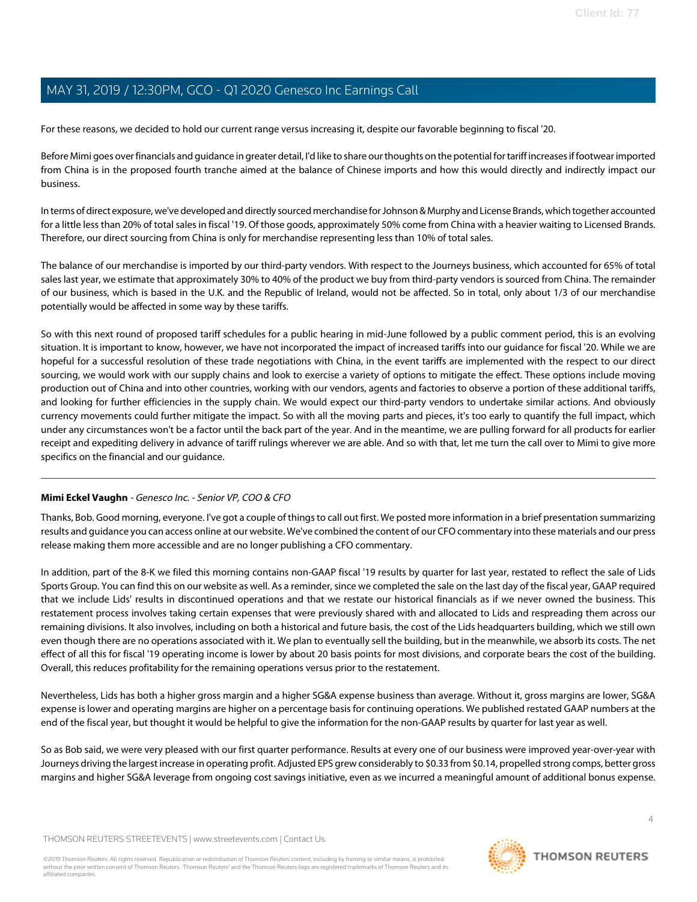For these reasons, we decided to hold our current range versus increasing it, despite our favorable beginning to fiscal '20.

Before Mimi goes over financials and guidance in greater detail, I'd like to share our thoughts on the potential for tariff increases if footwear imported from China is in the proposed fourth tranche aimed at the balance of Chinese imports and how this would directly and indirectly impact our business.

In terms of direct exposure, we've developed and directly sourced merchandise for Johnson & Murphy and License Brands, which together accounted for a little less than 20% of total sales in fiscal '19. Of those goods, approximately 50% come from China with a heavier waiting to Licensed Brands. Therefore, our direct sourcing from China is only for merchandise representing less than 10% of total sales.

The balance of our merchandise is imported by our third-party vendors. With respect to the Journeys business, which accounted for 65% of total sales last year, we estimate that approximately 30% to 40% of the product we buy from third-party vendors is sourced from China. The remainder of our business, which is based in the U.K. and the Republic of Ireland, would not be affected. So in total, only about 1/3 of our merchandise potentially would be affected in some way by these tariffs.

So with this next round of proposed tariff schedules for a public hearing in mid-June followed by a public comment period, this is an evolving situation. It is important to know, however, we have not incorporated the impact of increased tariffs into our guidance for fiscal '20. While we are hopeful for a successful resolution of these trade negotiations with China, in the event tariffs are implemented with the respect to our direct sourcing, we would work with our supply chains and look to exercise a variety of options to mitigate the effect. These options include moving production out of China and into other countries, working with our vendors, agents and factories to observe a portion of these additional tariffs, and looking for further efficiencies in the supply chain. We would expect our third-party vendors to undertake similar actions. And obviously currency movements could further mitigate the impact. So with all the moving parts and pieces, it's too early to quantify the full impact, which under any circumstances won't be a factor until the back part of the year. And in the meantime, we are pulling forward for all products for earlier receipt and expediting delivery in advance of tariff rulings wherever we are able. And so with that, let me turn the call over to Mimi to give more specifics on the financial and our guidance.

---

**Mimi Eckel Vaughn** - *Genesco Inc. - Senior VP, COO & CFO*

Thanks, Bob. Good morning, everyone. I've got a couple of things to call out first. We posted more information in a brief presentation summarizing results and guidance you can access online at our website. We've combined the content of our CFO commentary into these materials and our press release making them more accessible and are no longer publishing a CFO commentary.

In addition, part of the 8-K we filed this morning contains non-GAAP fiscal '19 results by quarter for last year, restated to reflect the sale of Lids Sports Group. You can find this on our website as well. As a reminder, since we completed the sale on the last day of the fiscal year, GAAP required that we include Lids' results in discontinued operations and that we restate our historical financials as if we never owned the business. This restatement process involves taking certain expenses that were previously shared with and allocated to Lids and respreading them across our remaining divisions. It also involves, including on both a historical and future basis, the cost of the Lids headquarters building, which we still own even though there are no operations associated with it. We plan to eventually sell the building, but in the meanwhile, we absorb its costs. The net effect of all this for fiscal '19 operating income is lower by about 20 basis points for most divisions, and corporate bears the cost of the building. Overall, this reduces profitability for the remaining operations versus prior to the restatement.

Nevertheless, Lids has both a higher gross margin and a higher SG&A expense business than average. Without it, gross margins are lower, SG&A expense is lower and operating margins are higher on a percentage basis for continuing operations. We published restated GAAP numbers at the end of the fiscal year, but thought it would be helpful to give the information for the non-GAAP results by quarter for last year as well.

So as Bob said, we were very pleased with our first quarter performance. Results at every one of our business were improved year-over-year with Journeys driving the largest increase in operating profit. Adjusted EPS grew considerably to $0.33 from $0.14, propelled strong comps, better gross margins and higher SG&A leverage from ongoing cost savings initiative, even as we incurred a meaningful amount of additional bonus expense.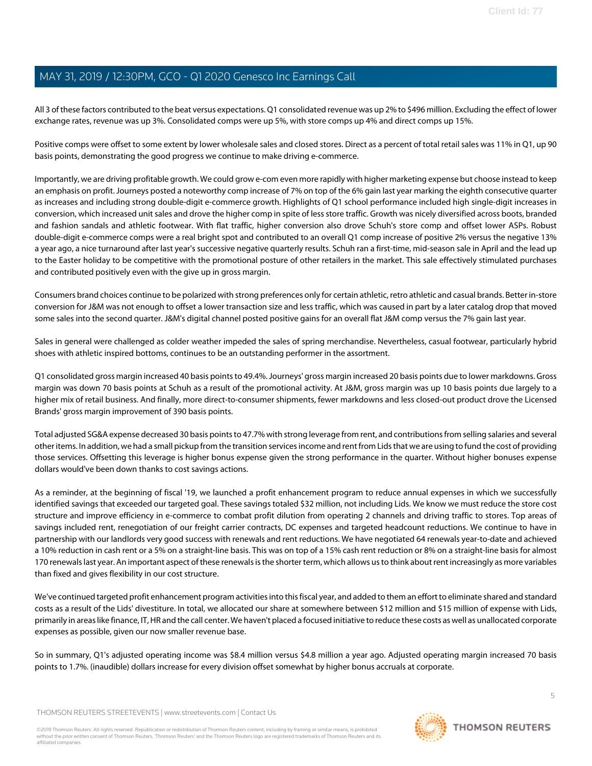All 3 of these factors contributed to the beat versus expectations. Q1 consolidated revenue was up 2% to $496 million. Excluding the effect of lower exchange rates, revenue was up 3%. Consolidated comps were up 5%, with store comps up 4% and direct comps up 15%.

Positive comps were offset to some extent by lower wholesale sales and closed stores. Direct as a percent of total retail sales was 11% in Q1, up 90 basis points, demonstrating the good progress we continue to make driving e-commerce.

Importantly, we are driving profitable growth. We could grow e-com even more rapidly with higher marketing expense but choose instead to keep an emphasis on profit. Journeys posted a noteworthy comp increase of 7% on top of the 6% gain last year marking the eighth consecutive quarter as increases and including strong double-digit e-commerce growth. Highlights of Q1 school performance included high single-digit increases in conversion, which increased unit sales and drove the higher comp in spite of less store traffic. Growth was nicely diversified across boots, branded and fashion sandals and athletic footwear. With flat traffic, higher conversion also drove Schuh's store comp and offset lower ASPs. Robust double-digit e-commerce comps were a real bright spot and contributed to an overall Q1 comp increase of positive 2% versus the negative 13% a year ago, a nice turnaround after last year's successive negative quarterly results. Schuh ran a first-time, mid-season sale in April and the lead up to the Easter holiday to be competitive with the promotional posture of other retailers in the market. This sale effectively stimulated purchases and contributed positively even with the give up in gross margin.

Consumers brand choices continue to be polarized with strong preferences only for certain athletic, retro athletic and casual brands. Better in-store conversion for J&M was not enough to offset a lower transaction size and less traffic, which was caused in part by a later catalog drop that moved some sales into the second quarter. J&M's digital channel posted positive gains for an overall flat J&M comp versus the 7% gain last year.

Sales in general were challenged as colder weather impeded the sales of spring merchandise. Nevertheless, casual footwear, particularly hybrid shoes with athletic inspired bottoms, continues to be an outstanding performer in the assortment.

Q1 consolidated gross margin increased 40 basis points to 49.4%. Journeys' gross margin increased 20 basis points due to lower markdowns. Gross margin was down 70 basis points at Schuh as a result of the promotional activity. At J&M, gross margin was up 10 basis points due largely to a higher mix of retail business. And finally, more direct-to-consumer shipments, fewer markdowns and less closed-out product drove the Licensed Brands' gross margin improvement of 390 basis points.

Total adjusted SG&A expense decreased 30 basis points to 47.7% with strong leverage from rent, and contributions from selling salaries and several other items. In addition, we had a small pickup from the transition services income and rent from Lids that we are using to fund the cost of providing those services. Offsetting this leverage is higher bonus expense given the strong performance in the quarter. Without higher bonuses expense dollars would've been down thanks to cost savings actions.

As a reminder, at the beginning of fiscal '19, we launched a profit enhancement program to reduce annual expenses in which we successfully identified savings that exceeded our targeted goal. These savings totaled $32 million, not including Lids. We know we must reduce the store cost structure and improve efficiency in e-commerce to combat profit dilution from operating 2 channels and driving traffic to stores. Top areas of savings included rent, renegotiation of our freight carrier contracts, DC expenses and targeted headcount reductions. We continue to have in partnership with our landlords very good success with renewals and rent reductions. We have negotiated 64 renewals year-to-date and achieved a 10% reduction in cash rent or a 5% on a straight-line basis. This was on top of a 15% cash rent reduction or 8% on a straight-line basis for almost 170 renewals last year. An important aspect of these renewals is the shorter term, which allows us to think about rent increasingly as more variables than fixed and gives flexibility in our cost structure.

We've continued targeted profit enhancement program activities into this fiscal year, and added to them an effort to eliminate shared and standard costs as a result of the Lids' divestiture. In total, we allocated our share at somewhere between $12 million and $15 million of expense with Lids, primarily in areas like finance, IT, HR and the call center. We haven't placed a focused initiative to reduce these costs as well as unallocated corporate expenses as possible, given our now smaller revenue base.

So in summary, Q1's adjusted operating income was $8.4 million versus $4.8 million a year ago. Adjusted operating margin increased 70 basis points to 1.7%. (inaudible) dollars increase for every division offset somewhat by higher bonus accruals at corporate.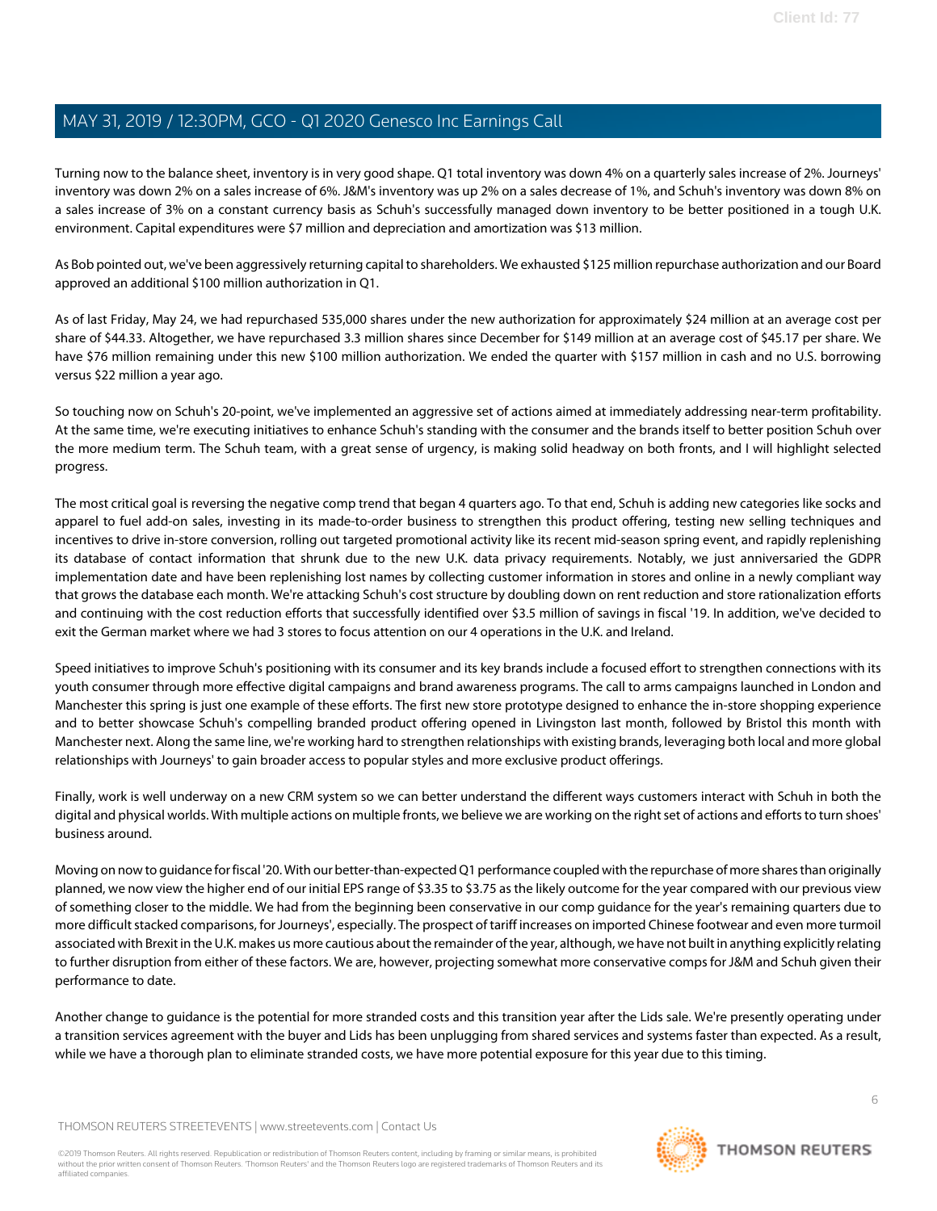Turning now to the balance sheet, inventory is in very good shape. Q1 total inventory was down 4% on a quarterly sales increase of 2%. Journeys' inventory was down 2% on a sales increase of 6%. J&M's inventory was up 2% on a sales decrease of 1%, and Schuh's inventory was down 8% on a sales increase of 3% on a constant currency basis as Schuh's successfully managed down inventory to be better positioned in a tough U.K. environment. Capital expenditures were $7 million and depreciation and amortization was $13 million.

As Bob pointed out, we've been aggressively returning capital to shareholders. We exhausted $125 million repurchase authorization and our Board approved an additional $100 million authorization in Q1.

As of last Friday, May 24, we had repurchased 535,000 shares under the new authorization for approximately $24 million at an average cost per share of $44.33. Altogether, we have repurchased 3.3 million shares since December for $149 million at an average cost of $45.17 per share. We have $76 million remaining under this new $100 million authorization. We ended the quarter with $157 million in cash and no U.S. borrowing versus $22 million a year ago.

So touching now on Schuh's 20-point, we've implemented an aggressive set of actions aimed at immediately addressing near-term profitability. At the same time, we're executing initiatives to enhance Schuh's standing with the consumer and the brands itself to better position Schuh over the more medium term. The Schuh team, with a great sense of urgency, is making solid headway on both fronts, and I will highlight selected progress.

The most critical goal is reversing the negative comp trend that began 4 quarters ago. To that end, Schuh is adding new categories like socks and apparel to fuel add-on sales, investing in its made-to-order business to strengthen this product offering, testing new selling techniques and incentives to drive in-store conversion, rolling out targeted promotional activity like its recent mid-season spring event, and rapidly replenishing its database of contact information that shrunk due to the new U.K. data privacy requirements. Notably, we just anniversaried the GDPR implementation date and have been replenishing lost names by collecting customer information in stores and online in a newly compliant way that grows the database each month. We're attacking Schuh's cost structure by doubling down on rent reduction and store rationalization efforts and continuing with the cost reduction efforts that successfully identified over $3.5 million of savings in fiscal '19. In addition, we've decided to exit the German market where we had 3 stores to focus attention on our 4 operations in the U.K. and Ireland.

Speed initiatives to improve Schuh's positioning with its consumer and its key brands include a focused effort to strengthen connections with its youth consumer through more effective digital campaigns and brand awareness programs. The call to arms campaigns launched in London and Manchester this spring is just one example of these efforts. The first new store prototype designed to enhance the in-store shopping experience and to better showcase Schuh's compelling branded product offering opened in Livingston last month, followed by Bristol this month with Manchester next. Along the same line, we're working hard to strengthen relationships with existing brands, leveraging both local and more global relationships with Journeys' to gain broader access to popular styles and more exclusive product offerings.

Finally, work is well underway on a new CRM system so we can better understand the different ways customers interact with Schuh in both the digital and physical worlds. With multiple actions on multiple fronts, we believe we are working on the right set of actions and efforts to turn shoes' business around.

Moving on now to guidance for fiscal '20. With our better-than-expected Q1 performance coupled with the repurchase of more shares than originally planned, we now view the higher end of our initial EPS range of $3.35 to $3.75 as the likely outcome for the year compared with our previous view of something closer to the middle. We had from the beginning been conservative in our comp guidance for the year's remaining quarters due to more difficult stacked comparisons, for Journeys', especially. The prospect of tariff increases on imported Chinese footwear and even more turmoil associated with Brexit in the U.K. makes us more cautious about the remainder of the year, although, we have not built in anything explicitly relating to further disruption from either of these factors. We are, however, projecting somewhat more conservative comps for J&M and Schuh given their performance to date.

Another change to guidance is the potential for more stranded costs and this transition year after the Lids sale. We're presently operating under a transition services agreement with the buyer and Lids has been unplugging from shared services and systems faster than expected. As a result, while we have a thorough plan to eliminate stranded costs, we have more potential exposure for this year due to this timing.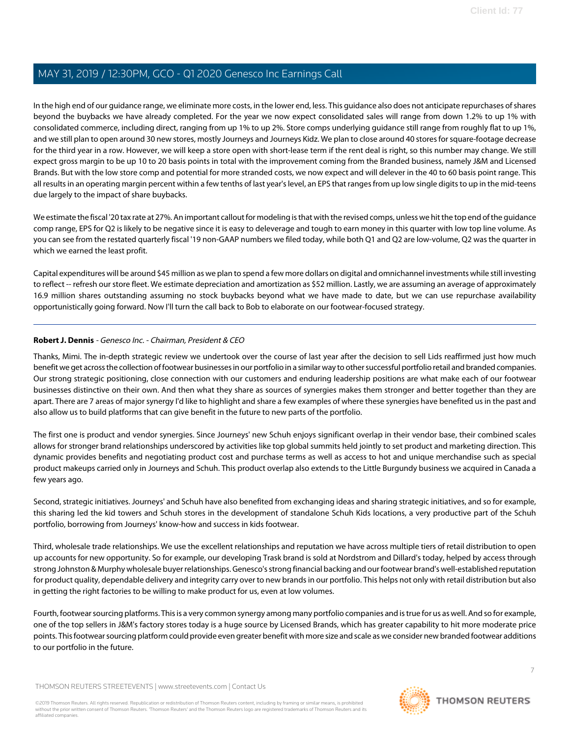In the high end of our guidance range, we eliminate more costs, in the lower end, less. This guidance also does not anticipate repurchases of shares beyond the buybacks we have already completed. For the year we now expect consolidated sales will range from down 1.2% to up 1% with consolidated commerce, including direct, ranging from up 1% to up 2%. Store comps underlying guidance still range from roughly flat to up 1%, and we still plan to open around 30 new stores, mostly Journeys and Journeys Kidz. We plan to close around 40 stores for square-footage decrease for the third year in a row. However, we will keep a store open with short-lease term if the rent deal is right, so this number may change. We still expect gross margin to be up 10 to 20 basis points in total with the improvement coming from the Branded business, namely J&M and Licensed Brands. But with the low store comp and potential for more stranded costs, we now expect and will delever in the 40 to 60 basis point range. This all results in an operating margin percent within a few tenths of last year's level, an EPS that ranges from up low single digits to up in the mid-teens due largely to the impact of share buybacks.

We estimate the fiscal '20 tax rate at 27%. An important callout for modeling is that with the revised comps, unless we hit the top end of the guidance comp range, EPS for Q2 is likely to be negative since it is easy to deleverage and tough to earn money in this quarter with low top line volume. As you can see from the restated quarterly fiscal '19 non-GAAP numbers we filed today, while both Q1 and Q2 are low-volume, Q2 was the quarter in which we earned the least profit.

Capital expenditures will be around $45 million as we plan to spend a few more dollars on digital and omnichannel investments while still investing to reflect -- refresh our store fleet. We estimate depreciation and amortization as $52 million. Lastly, we are assuming an average of approximately 16.9 million shares outstanding assuming no stock buybacks beyond what we have made to date, but we can use repurchase availability opportunistically going forward. Now I'll turn the call back to Bob to elaborate on our footwear-focused strategy.

---

**Robert J. Dennis** - *Genesco Inc. - Chairman, President & CEO*

Thanks, Mimi. The in-depth strategic review we undertook over the course of last year after the decision to sell Lids reaffirmed just how much benefit we get across the collection of footwear businesses in our portfolio in a similar way to other successful portfolio retail and branded companies. Our strong strategic positioning, close connection with our customers and enduring leadership positions are what make each of our footwear businesses distinctive on their own. And then what they share as sources of synergies makes them stronger and better together than they are apart. There are 7 areas of major synergy I'd like to highlight and share a few examples of where these synergies have benefited us in the past and also allow us to build platforms that can give benefit in the future to new parts of the portfolio.

The first one is product and vendor synergies. Since Journeys' new Schuh enjoys significant overlap in their vendor base, their combined scales allows for stronger brand relationships underscored by activities like top global summits held jointly to set product and marketing direction. This dynamic provides benefits and negotiating product cost and purchase terms as well as access to hot and unique merchandise such as special product makeups carried only in Journeys and Schuh. This product overlap also extends to the Little Burgundy business we acquired in Canada a few years ago.

Second, strategic initiatives. Journeys' and Schuh have also benefited from exchanging ideas and sharing strategic initiatives, and so for example, this sharing led the kid towers and Schuh stores in the development of standalone Schuh Kids locations, a very productive part of the Schuh portfolio, borrowing from Journeys' know-how and success in kids footwear.

Third, wholesale trade relationships. We use the excellent relationships and reputation we have across multiple tiers of retail distribution to open up accounts for new opportunity. So for example, our developing Trask brand is sold at Nordstrom and Dillard's today, helped by access through strong Johnston & Murphy wholesale buyer relationships. Genesco's strong financial backing and our footwear brand's well-established reputation for product quality, dependable delivery and integrity carry over to new brands in our portfolio. This helps not only with retail distribution but also in getting the right factories to be willing to make product for us, even at low volumes.

Fourth, footwear sourcing platforms. This is a very common synergy among many portfolio companies and is true for us as well. And so for example, one of the top sellers in J&M's factory stores today is a huge source by Licensed Brands, which has greater capability to hit more moderate price points. This footwear sourcing platform could provide even greater benefit with more size and scale as we consider new branded footwear additions to our portfolio in the future.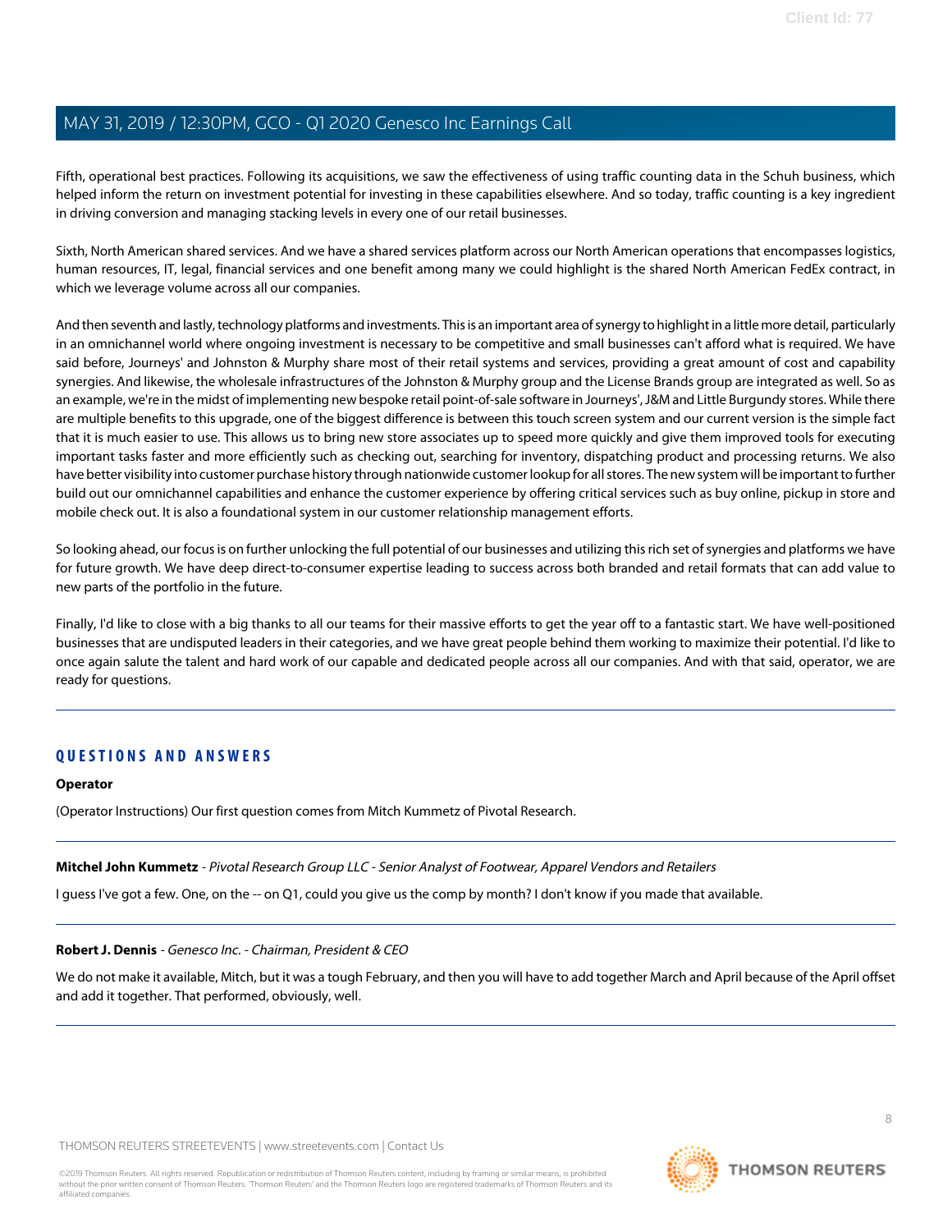Fifth, operational best practices. Following its acquisitions, we saw the effectiveness of using traffic counting data in the Schuh business, which helped inform the return on investment potential for investing in these capabilities elsewhere. And so today, traffic counting is a key ingredient in driving conversion and managing stacking levels in every one of our retail businesses.

Sixth, North American shared services. And we have a shared services platform across our North American operations that encompasses logistics, human resources, IT, legal, financial services and one benefit among many we could highlight is the shared North American FedEx contract, in which we leverage volume across all our companies.

And then seventh and lastly, technology platforms and investments. This is an important area of synergy to highlight in a little more detail, particularly in an omnichannel world where ongoing investment is necessary to be competitive and small businesses can't afford what is required. We have said before, Journeys' and Johnston & Murphy share most of their retail systems and services, providing a great amount of cost and capability synergies. And likewise, the wholesale infrastructures of the Johnston & Murphy group and the License Brands group are integrated as well. So as an example, we're in the midst of implementing new bespoke retail point-of-sale software in Journeys', J&M and Little Burgundy stores. While there are multiple benefits to this upgrade, one of the biggest difference is between this touch screen system and our current version is the simple fact that it is much easier to use. This allows us to bring new store associates up to speed more quickly and give them improved tools for executing important tasks faster and more efficiently such as checking out, searching for inventory, dispatching product and processing returns. We also have better visibility into customer purchase history through nationwide customer lookup for all stores. The new system will be important to further build out our omnichannel capabilities and enhance the customer experience by offering critical services such as buy online, pickup in store and mobile check out. It is also a foundational system in our customer relationship management efforts.

So looking ahead, our focus is on further unlocking the full potential of our businesses and utilizing this rich set of synergies and platforms we have for future growth. We have deep direct-to-consumer expertise leading to success across both branded and retail formats that can add value to new parts of the portfolio in the future.

Finally, I'd like to close with a big thanks to all our teams for their massive efforts to get the year off to a fantastic start. We have well-positioned businesses that are undisputed leaders in their categories, and we have great people behind them working to maximize their potential. I'd like to once again salute the talent and hard work of our capable and dedicated people across all our companies. And with that said, operator, we are ready for questions.

## QUESTIONS AND ANSWERS

**Operator**

(Operator Instructions) Our first question comes from Mitch Kummetz of Pivotal Research.

**Mitchel John Kummetz** - *Pivotal Research Group LLC - Senior Analyst of Footwear, Apparel Vendors and Retailers*

I guess I've got a few. One, on the -- on Q1, could you give us the comp by month? I don't know if you made that available.

**Robert J. Dennis** - *Genesco Inc. - Chairman, President & CEO*

We do not make it available, Mitch, but it was a tough February, and then you will have to add together March and April because of the April offset and add it together. That performed, obviously, well.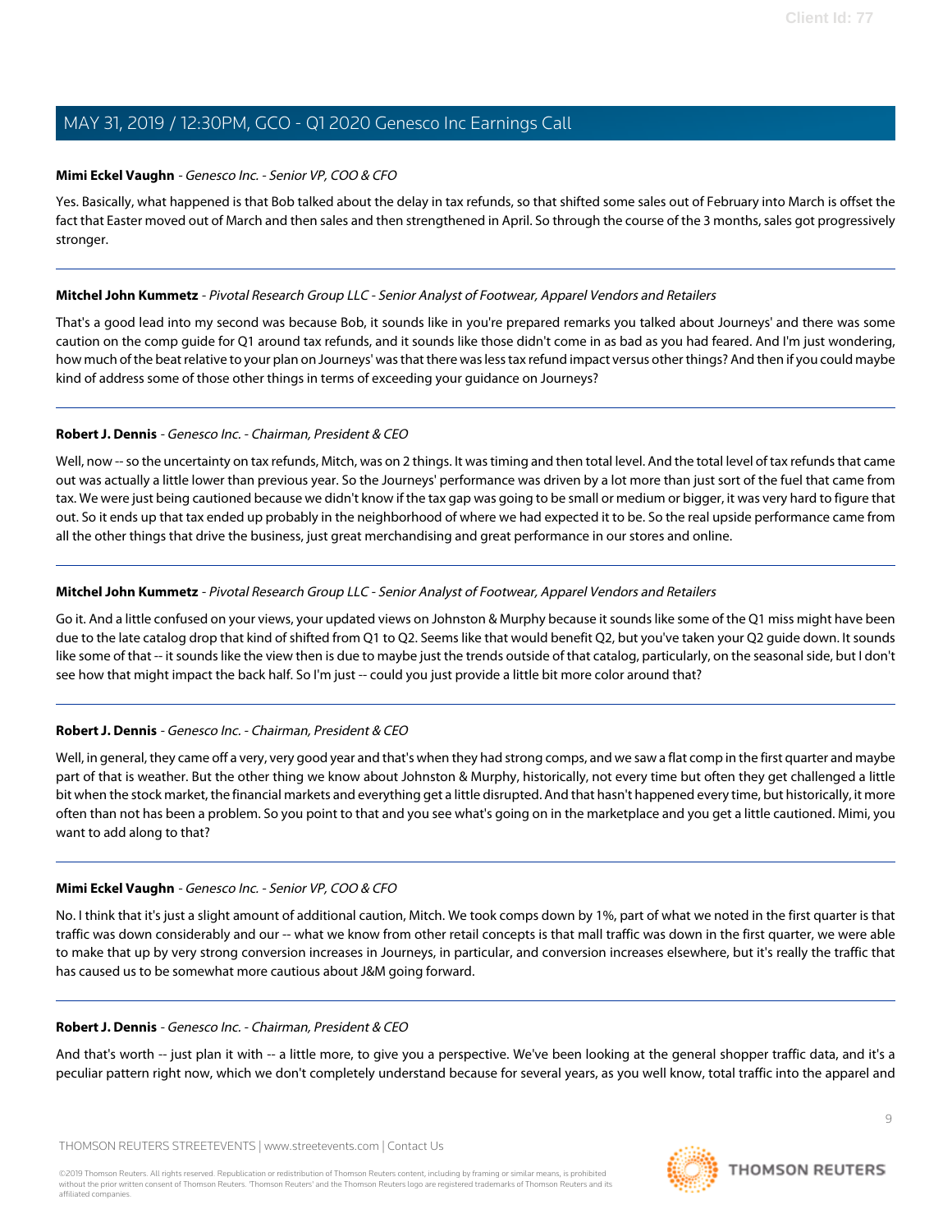**Mimi Eckel Vaughn** - *Genesco Inc. - Senior VP, COO & CFO*

Yes. Basically, what happened is that Bob talked about the delay in tax refunds, so that shifted some sales out of February into March is offset the fact that Easter moved out of March and then sales and then strengthened in April. So through the course of the 3 months, sales got progressively stronger.

---

**Mitchel John Kummetz** - *Pivotal Research Group LLC - Senior Analyst of Footwear, Apparel Vendors and Retailers*

That's a good lead into my second was because Bob, it sounds like in you're prepared remarks you talked about Journeys' and there was some caution on the comp guide for Q1 around tax refunds, and it sounds like those didn't come in as bad as you had feared. And I'm just wondering, how much of the beat relative to your plan on Journeys' was that there was less tax refund impact versus other things? And then if you could maybe kind of address some of those other things in terms of exceeding your guidance on Journeys?

---

**Robert J. Dennis** - *Genesco Inc. - Chairman, President & CEO*

Well, now -- so the uncertainty on tax refunds, Mitch, was on 2 things. It was timing and then total level. And the total level of tax refunds that came out was actually a little lower than previous year. So the Journeys' performance was driven by a lot more than just sort of the fuel that came from tax. We were just being cautioned because we didn't know if the tax gap was going to be small or medium or bigger, it was very hard to figure that out. So it ends up that tax ended up probably in the neighborhood of where we had expected it to be. So the real upside performance came from all the other things that drive the business, just great merchandising and great performance in our stores and online.

---

**Mitchel John Kummetz** - *Pivotal Research Group LLC - Senior Analyst of Footwear, Apparel Vendors and Retailers*

Go it. And a little confused on your views, your updated views on Johnston & Murphy because it sounds like some of the Q1 miss might have been due to the late catalog drop that kind of shifted from Q1 to Q2. Seems like that would benefit Q2, but you've taken your Q2 guide down. It sounds like some of that -- it sounds like the view then is due to maybe just the trends outside of that catalog, particularly, on the seasonal side, but I don't see how that might impact the back half. So I'm just -- could you just provide a little bit more color around that?

---

**Robert J. Dennis** - *Genesco Inc. - Chairman, President & CEO*

Well, in general, they came off a very, very good year and that's when they had strong comps, and we saw a flat comp in the first quarter and maybe part of that is weather. But the other thing we know about Johnston & Murphy, historically, not every time but often they get challenged a little bit when the stock market, the financial markets and everything get a little disrupted. And that hasn't happened every time, but historically, it more often than not has been a problem. So you point to that and you see what's going on in the marketplace and you get a little cautioned. Mimi, you want to add along to that?

---

**Mimi Eckel Vaughn** - *Genesco Inc. - Senior VP, COO & CFO*

No. I think that it's just a slight amount of additional caution, Mitch. We took comps down by 1%, part of what we noted in the first quarter is that traffic was down considerably and our -- what we know from other retail concepts is that mall traffic was down in the first quarter, we were able to make that up by very strong conversion increases in Journeys, in particular, and conversion increases elsewhere, but it's really the traffic that has caused us to be somewhat more cautious about J&M going forward.

---

**Robert J. Dennis** - *Genesco Inc. - Chairman, President & CEO*

And that's worth -- just plan it with -- a little more, to give you a perspective. We've been looking at the general shopper traffic data, and it's a peculiar pattern right now, which we don't completely understand because for several years, as you well know, total traffic into the apparel and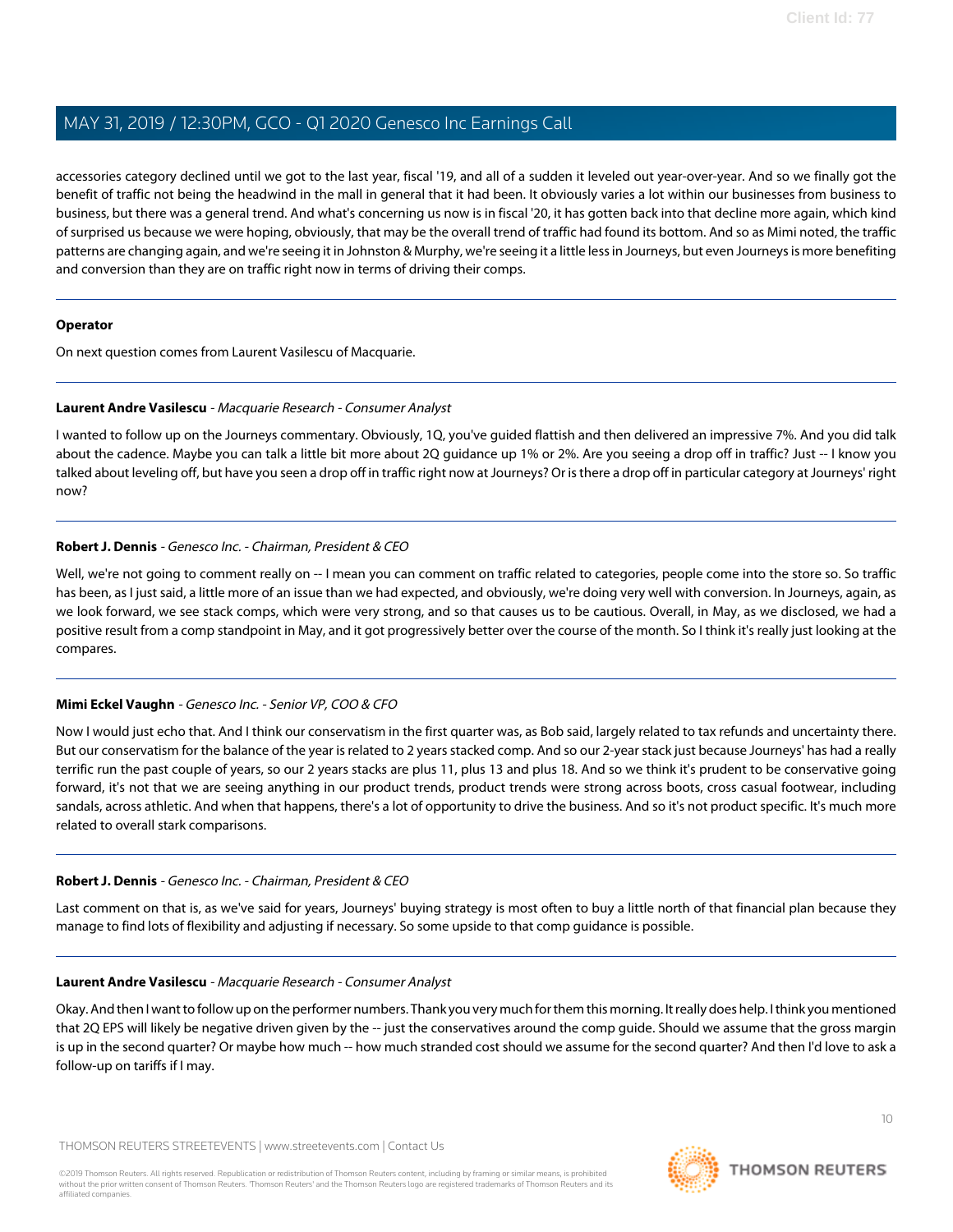accessories category declined until we got to the last year, fiscal '19, and all of a sudden it leveled out year-over-year. And so we finally got the benefit of traffic not being the headwind in the mall in general that it had been. It obviously varies a lot within our businesses from business to business, but there was a general trend. And what's concerning us now is in fiscal '20, it has gotten back into that decline more again, which kind of surprised us because we were hoping, obviously, that may be the overall trend of traffic had found its bottom. And so as Mimi noted, the traffic patterns are changing again, and we're seeing it in Johnston & Murphy, we're seeing it a little less in Journeys, but even Journeys is more benefiting and conversion than they are on traffic right now in terms of driving their comps.

---

**Operator**

On next question comes from Laurent Vasilescu of Macquarie.

---

**Laurent Andre Vasilescu** - *Macquarie Research - Consumer Analyst*

I wanted to follow up on the Journeys commentary. Obviously, 1Q, you've guided flattish and then delivered an impressive 7%. And you did talk about the cadence. Maybe you can talk a little bit more about 2Q guidance up 1% or 2%. Are you seeing a drop off in traffic? Just -- I know you talked about leveling off, but have you seen a drop off in traffic right now at Journeys? Or is there a drop off in particular category at Journeys' right now?

---

**Robert J. Dennis** - *Genesco Inc. - Chairman, President & CEO*

Well, we're not going to comment really on -- I mean you can comment on traffic related to categories, people come into the store so. So traffic has been, as I just said, a little more of an issue than we had expected, and obviously, we're doing very well with conversion. In Journeys, again, as we look forward, we see stack comps, which were very strong, and so that causes us to be cautious. Overall, in May, as we disclosed, we had a positive result from a comp standpoint in May, and it got progressively better over the course of the month. So I think it's really just looking at the compares.

---

**Mimi Eckel Vaughn** - *Genesco Inc. - Senior VP, COO & CFO*

Now I would just echo that. And I think our conservatism in the first quarter was, as Bob said, largely related to tax refunds and uncertainty there. But our conservatism for the balance of the year is related to 2 years stacked comp. And so our 2-year stack just because Journeys' has had a really terrific run the past couple of years, so our 2 years stacks are plus 11, plus 13 and plus 18. And so we think it's prudent to be conservative going forward, it's not that we are seeing anything in our product trends, product trends were strong across boots, cross casual footwear, including sandals, across athletic. And when that happens, there's a lot of opportunity to drive the business. And so it's not product specific. It's much more related to overall stark comparisons.

---

**Robert J. Dennis** - *Genesco Inc. - Chairman, President & CEO*

Last comment on that is, as we've said for years, Journeys' buying strategy is most often to buy a little north of that financial plan because they manage to find lots of flexibility and adjusting if necessary. So some upside to that comp guidance is possible.

---

**Laurent Andre Vasilescu** - *Macquarie Research - Consumer Analyst*

Okay. And then I want to follow up on the performer numbers. Thank you very much for them this morning. It really does help. I think you mentioned that 2Q EPS will likely be negative driven given by the -- just the conservatives around the comp guide. Should we assume that the gross margin is up in the second quarter? Or maybe how much -- how much stranded cost should we assume for the second quarter? And then I'd love to ask a follow-up on tariffs if I may.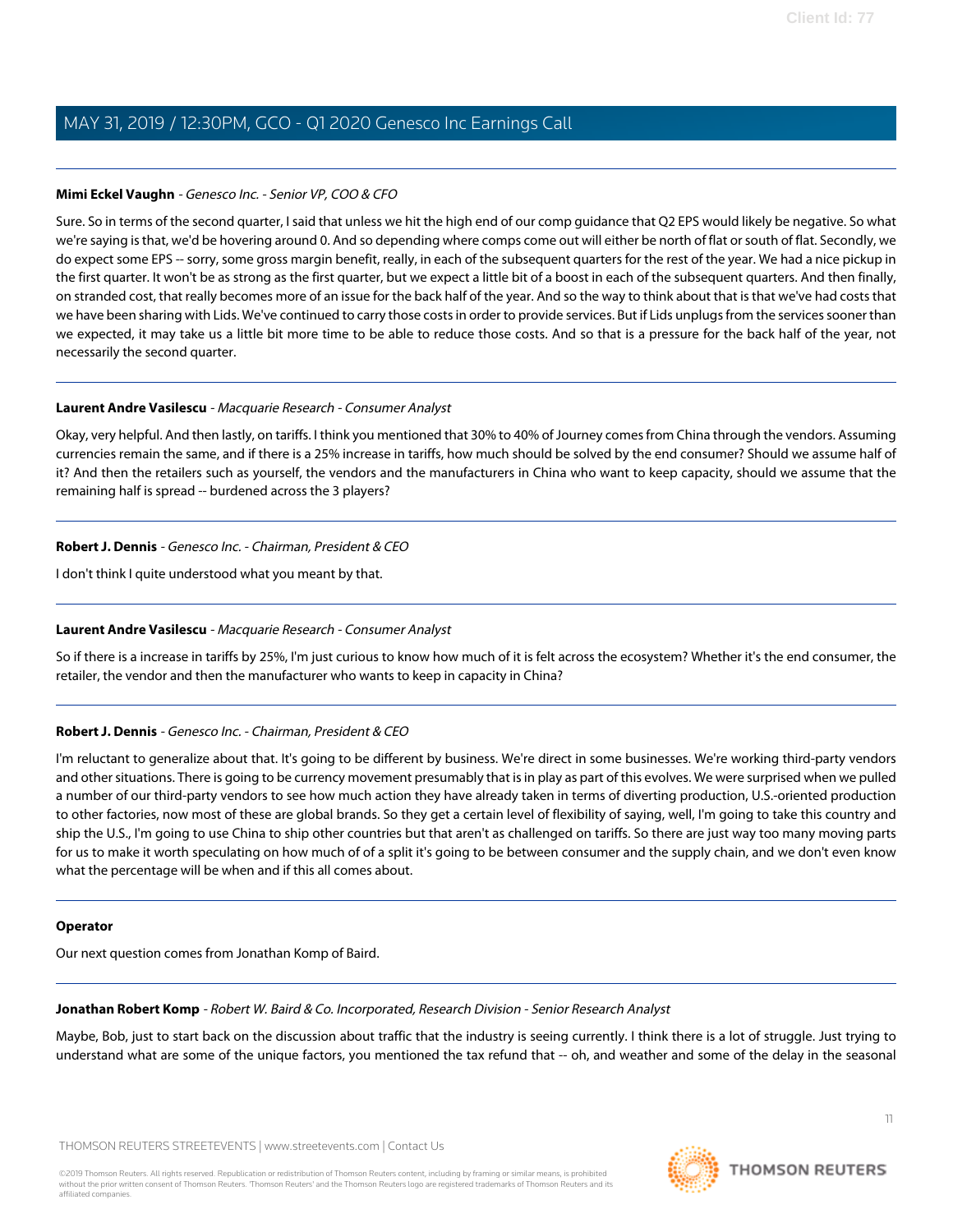**Mimi Eckel Vaughn** - *Genesco Inc. - Senior VP, COO & CFO*

Sure. So in terms of the second quarter, I said that unless we hit the high end of our comp guidance that Q2 EPS would likely be negative. So what we're saying is that, we'd be hovering around 0. And so depending where comps come out will either be north of flat or south of flat. Secondly, we do expect some EPS -- sorry, some gross margin benefit, really, in each of the subsequent quarters for the rest of the year. We had a nice pickup in the first quarter. It won't be as strong as the first quarter, but we expect a little bit of a boost in each of the subsequent quarters. And then finally, on stranded cost, that really becomes more of an issue for the back half of the year. And so the way to think about that is that we've had costs that we have been sharing with Lids. We've continued to carry those costs in order to provide services. But if Lids unplugs from the services sooner than we expected, it may take us a little bit more time to be able to reduce those costs. And so that is a pressure for the back half of the year, not necessarily the second quarter.

---

**Laurent Andre Vasilescu** - *Macquarie Research - Consumer Analyst*

Okay, very helpful. And then lastly, on tariffs. I think you mentioned that 30% to 40% of Journey comes from China through the vendors. Assuming currencies remain the same, and if there is a 25% increase in tariffs, how much should be solved by the end consumer? Should we assume half of it? And then the retailers such as yourself, the vendors and the manufacturers in China who want to keep capacity, should we assume that the remaining half is spread -- burdened across the 3 players?

---

**Robert J. Dennis** - *Genesco Inc. - Chairman, President & CEO*

I don't think I quite understood what you meant by that.

---

**Laurent Andre Vasilescu** - *Macquarie Research - Consumer Analyst*

So if there is a increase in tariffs by 25%, I'm just curious to know how much of it is felt across the ecosystem? Whether it's the end consumer, the retailer, the vendor and then the manufacturer who wants to keep in capacity in China?

---

**Robert J. Dennis** - *Genesco Inc. - Chairman, President & CEO*

I'm reluctant to generalize about that. It's going to be different by business. We're direct in some businesses. We're working third-party vendors and other situations. There is going to be currency movement presumably that is in play as part of this evolves. We were surprised when we pulled a number of our third-party vendors to see how much action they have already taken in terms of diverting production, U.S.-oriented production to other factories, now most of these are global brands. So they get a certain level of flexibility of saying, well, I'm going to take this country and ship the U.S., I'm going to use China to ship other countries but that aren't as challenged on tariffs. So there are just way too many moving parts for us to make it worth speculating on how much of of a split it's going to be between consumer and the supply chain, and we don't even know what the percentage will be when and if this all comes about.

---

**Operator**

Our next question comes from Jonathan Komp of Baird.

---

**Jonathan Robert Komp** - *Robert W. Baird & Co. Incorporated, Research Division - Senior Research Analyst*

Maybe, Bob, just to start back on the discussion about traffic that the industry is seeing currently. I think there is a lot of struggle. Just trying to understand what are some of the unique factors, you mentioned the tax refund that -- oh, and weather and some of the delay in the seasonal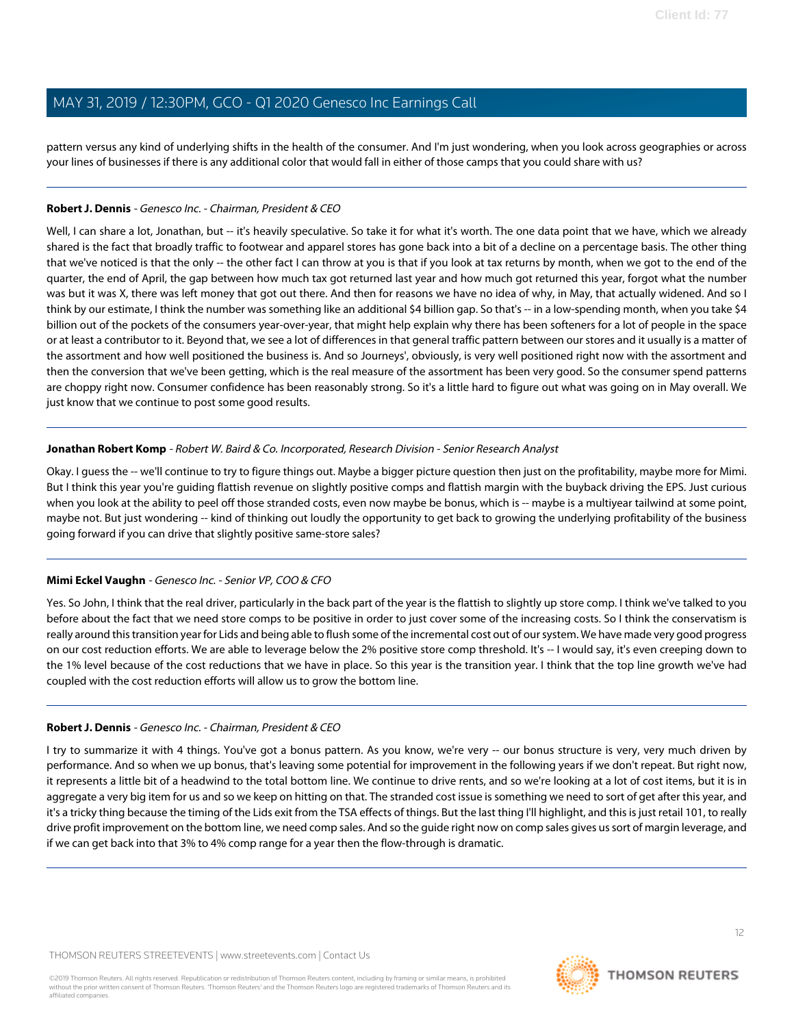pattern versus any kind of underlying shifts in the health of the consumer. And I'm just wondering, when you look across geographies or across your lines of businesses if there is any additional color that would fall in either of those camps that you could share with us?

---

**Robert J. Dennis** - *Genesco Inc. - Chairman, President & CEO*

Well, I can share a lot, Jonathan, but -- it's heavily speculative. So take it for what it's worth. The one data point that we have, which we already shared is the fact that broadly traffic to footwear and apparel stores has gone back into a bit of a decline on a percentage basis. The other thing that we've noticed is that the only -- the other fact I can throw at you is that if you look at tax returns by month, when we got to the end of the quarter, the end of April, the gap between how much tax got returned last year and how much got returned this year, forgot what the number was but it was X, there was left money that got out there. And then for reasons we have no idea of why, in May, that actually widened. And so I think by our estimate, I think the number was something like an additional $4 billion gap. So that's -- in a low-spending month, when you take $4 billion out of the pockets of the consumers year-over-year, that might help explain why there has been softeners for a lot of people in the space or at least a contributor to it. Beyond that, we see a lot of differences in that general traffic pattern between our stores and it usually is a matter of the assortment and how well positioned the business is. And so Journeys', obviously, is very well positioned right now with the assortment and then the conversion that we've been getting, which is the real measure of the assortment has been very good. So the consumer spend patterns are choppy right now. Consumer confidence has been reasonably strong. So it's a little hard to figure out what was going on in May overall. We just know that we continue to post some good results.

---

**Jonathan Robert Komp** - *Robert W. Baird & Co. Incorporated, Research Division - Senior Research Analyst*

Okay. I guess the -- we'll continue to try to figure things out. Maybe a bigger picture question then just on the profitability, maybe more for Mimi. But I think this year you're guiding flattish revenue on slightly positive comps and flattish margin with the buyback driving the EPS. Just curious when you look at the ability to peel off those stranded costs, even now maybe be bonus, which is -- maybe is a multiyear tailwind at some point, maybe not. But just wondering -- kind of thinking out loudly the opportunity to get back to growing the underlying profitability of the business going forward if you can drive that slightly positive same-store sales?

---

**Mimi Eckel Vaughn** - *Genesco Inc. - Senior VP, COO & CFO*

Yes. So John, I think that the real driver, particularly in the back part of the year is the flattish to slightly up store comp. I think we've talked to you before about the fact that we need store comps to be positive in order to just cover some of the increasing costs. So I think the conservatism is really around this transition year for Lids and being able to flush some of the incremental cost out of our system. We have made very good progress on our cost reduction efforts. We are able to leverage below the 2% positive store comp threshold. It's -- I would say, it's even creeping down to the 1% level because of the cost reductions that we have in place. So this year is the transition year. I think that the top line growth we've had coupled with the cost reduction efforts will allow us to grow the bottom line.

---

**Robert J. Dennis** - *Genesco Inc. - Chairman, President & CEO*

I try to summarize it with 4 things. You've got a bonus pattern. As you know, we're very -- our bonus structure is very, very much driven by performance. And so when we up bonus, that's leaving some potential for improvement in the following years if we don't repeat. But right now, it represents a little bit of a headwind to the total bottom line. We continue to drive rents, and so we're looking at a lot of cost items, but it is in aggregate a very big item for us and so we keep on hitting on that. The stranded cost issue is something we need to sort of get after this year, and it's a tricky thing because the timing of the Lids exit from the TSA effects of things. But the last thing I'll highlight, and this is just retail 101, to really drive profit improvement on the bottom line, we need comp sales. And so the guide right now on comp sales gives us sort of margin leverage, and if we can get back into that 3% to 4% comp range for a year then the flow-through is dramatic.

---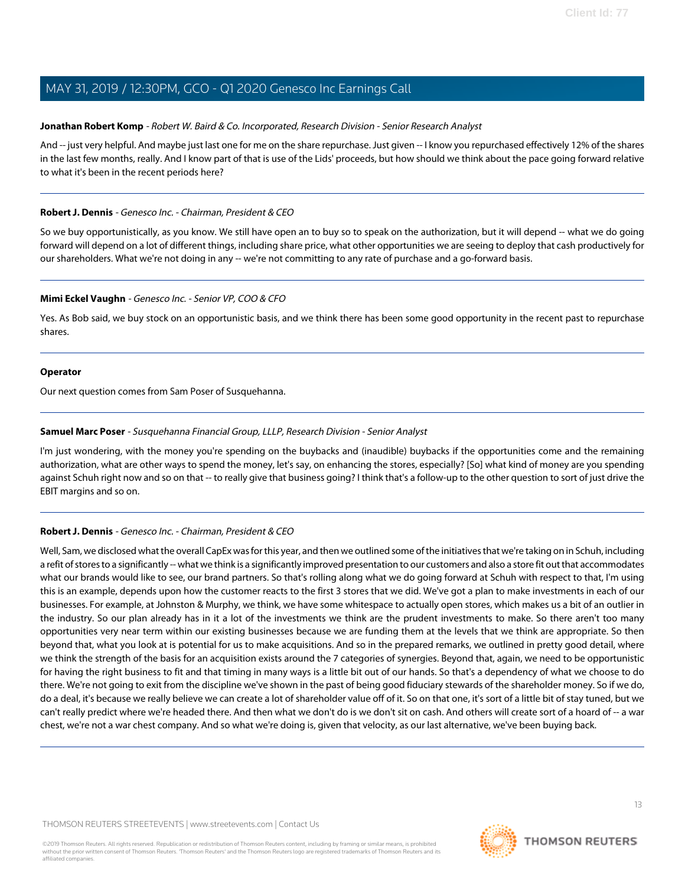**Jonathan Robert Komp** - *Robert W. Baird & Co. Incorporated, Research Division - Senior Research Analyst*

And -- just very helpful. And maybe just last one for me on the share repurchase. Just given -- I know you repurchased effectively 12% of the shares in the last few months, really. And I know part of that is use of the Lids' proceeds, but how should we think about the pace going forward relative to what it's been in the recent periods here?

---

**Robert J. Dennis** - *Genesco Inc. - Chairman, President & CEO*

So we buy opportunistically, as you know. We still have open an to buy so to speak on the authorization, but it will depend -- what we do going forward will depend on a lot of different things, including share price, what other opportunities we are seeing to deploy that cash productively for our shareholders. What we're not doing in any -- we're not committing to any rate of purchase and a go-forward basis.

---

**Mimi Eckel Vaughn** - *Genesco Inc. - Senior VP, COO & CFO*

Yes. As Bob said, we buy stock on an opportunistic basis, and we think there has been some good opportunity in the recent past to repurchase shares.

---

**Operator**

Our next question comes from Sam Poser of Susquehanna.

---

**Samuel Marc Poser** - *Susquehanna Financial Group, LLLP, Research Division - Senior Analyst*

I'm just wondering, with the money you're spending on the buybacks and (inaudible) buybacks if the opportunities come and the remaining authorization, what are other ways to spend the money, let's say, on enhancing the stores, especially? [So] what kind of money are you spending against Schuh right now and so on that -- to really give that business going? I think that's a follow-up to the other question to sort of just drive the EBIT margins and so on.

---

**Robert J. Dennis** - *Genesco Inc. - Chairman, President & CEO*

Well, Sam, we disclosed what the overall CapEx was for this year, and then we outlined some of the initiatives that we're taking on in Schuh, including a refit of stores to a significantly -- what we think is a significantly improved presentation to our customers and also a store fit out that accommodates what our brands would like to see, our brand partners. So that's rolling along what we do going forward at Schuh with respect to that, I'm using this is an example, depends upon how the customer reacts to the first 3 stores that we did. We've got a plan to make investments in each of our businesses. For example, at Johnston & Murphy, we think, we have some whitespace to actually open stores, which makes us a bit of an outlier in the industry. So our plan already has in it a lot of the investments we think are the prudent investments to make. So there aren't too many opportunities very near term within our existing businesses because we are funding them at the levels that we think are appropriate. So then beyond that, what you look at is potential for us to make acquisitions. And so in the prepared remarks, we outlined in pretty good detail, where we think the strength of the basis for an acquisition exists around the 7 categories of synergies. Beyond that, again, we need to be opportunistic for having the right business to fit and that timing in many ways is a little bit out of our hands. So that's a dependency of what we choose to do there. We're not going to exit from the discipline we've shown in the past of being good fiduciary stewards of the shareholder money. So if we do, do a deal, it's because we really believe we can create a lot of shareholder value off of it. So on that one, it's sort of a little bit of stay tuned, but we can't really predict where we're headed there. And then what we don't do is we don't sit on cash. And others will create sort of a hoard of -- a war chest, we're not a war chest company. And so what we're doing is, given that velocity, as our last alternative, we've been buying back.

---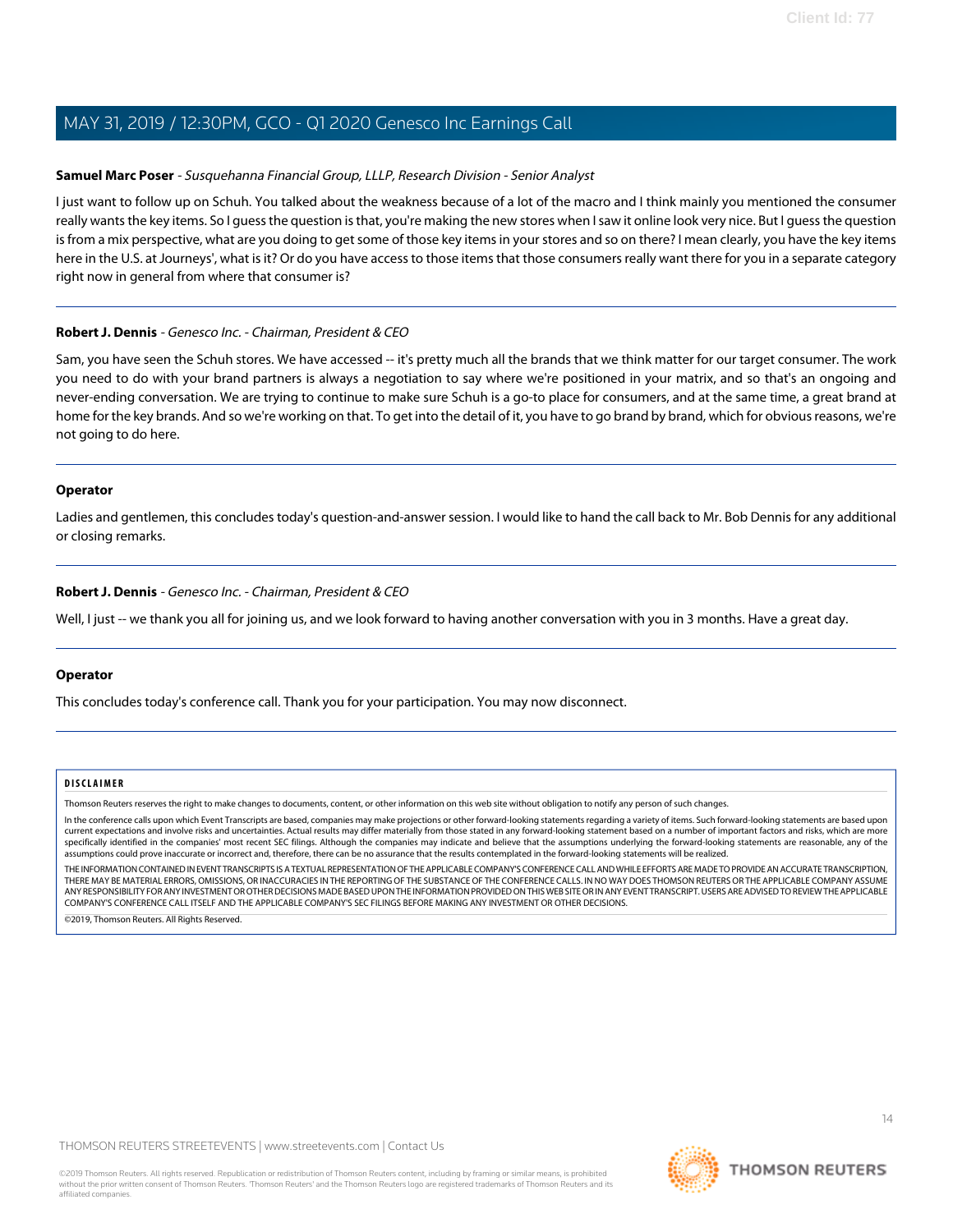**Samuel Marc Poser** - *Susquehanna Financial Group, LLLP, Research Division - Senior Analyst*

I just want to follow up on Schuh. You talked about the weakness because of a lot of the macro and I think mainly you mentioned the consumer really wants the key items. So I guess the question is that, you're making the new stores when I saw it online look very nice. But I guess the question is from a mix perspective, what are you doing to get some of those key items in your stores and so on there? I mean clearly, you have the key items here in the U.S. at Journeys', what is it? Or do you have access to those items that those consumers really want there for you in a separate category right now in general from where that consumer is?

---

**Robert J. Dennis** - *Genesco Inc. - Chairman, President & CEO*

Sam, you have seen the Schuh stores. We have accessed -- it's pretty much all the brands that we think matter for our target consumer. The work you need to do with your brand partners is always a negotiation to say where we're positioned in your matrix, and so that's an ongoing and never-ending conversation. We are trying to continue to make sure Schuh is a go-to place for consumers, and at the same time, a great brand at home for the key brands. And so we're working on that. To get into the detail of it, you have to go brand by brand, which for obvious reasons, we're not going to do here.

---

**Operator**

Ladies and gentlemen, this concludes today's question-and-answer session. I would like to hand the call back to Mr. Bob Dennis for any additional or closing remarks.

---

**Robert J. Dennis** - *Genesco Inc. - Chairman, President & CEO*

Well, I just -- we thank you all for joining us, and we look forward to having another conversation with you in 3 months. Have a great day.

---

**Operator**

This concludes today's conference call. Thank you for your participation. You may now disconnect.

---

**DISCLAIMER**

Thomson Reuters reserves the right to make changes to documents, content, or other information on this web site without obligation to notify any person of such changes.

In the conference calls upon which Event Transcripts are based, companies may make projections or other forward-looking statements regarding a variety of items. Such forward-looking statements are based upon current expectations and involve risks and uncertainties. Actual results may differ materially from those stated in any forward-looking statement based on a number of important factors and risks, which are more specifically identified in the companies' most recent SEC filings. Although the companies may indicate and believe that the assumptions underlying the forward-looking statements are reasonable, any of the assumptions could prove inaccurate or incorrect and, therefore, there can be no assurance that the results contemplated in the forward-looking statements will be realized.

THE INFORMATION CONTAINED IN EVENT TRANSCRIPTS IS A TEXTUAL REPRESENTATION OF THE APPLICABLE COMPANY'S CONFERENCE CALL AND WHILE EFFORTS ARE MADE TO PROVIDE AN ACCURATE TRANSCRIPTION, THERE MAY BE MATERIAL ERRORS, OMISSIONS, OR INACCURACIES IN THE REPORTING OF THE SUBSTANCE OF THE CONFERENCE CALLS. IN NO WAY DOES THOMSON REUTERS OR THE APPLICABLE COMPANY ASSUME ANY RESPONSIBILITY FOR ANY INVESTMENT OR OTHER DECISIONS MADE BASED UPON THE INFORMATION PROVIDED ON THIS WEB SITE OR IN ANY EVENT TRANSCRIPT. USERS ARE ADVISED TO REVIEW THE APPLICABLE COMPANY'S CONFERENCE CALL ITSELF AND THE APPLICABLE COMPANY'S SEC FILINGS BEFORE MAKING ANY INVESTMENT OR OTHER DECISIONS.

©2019, Thomson Reuters. All Rights Reserved.